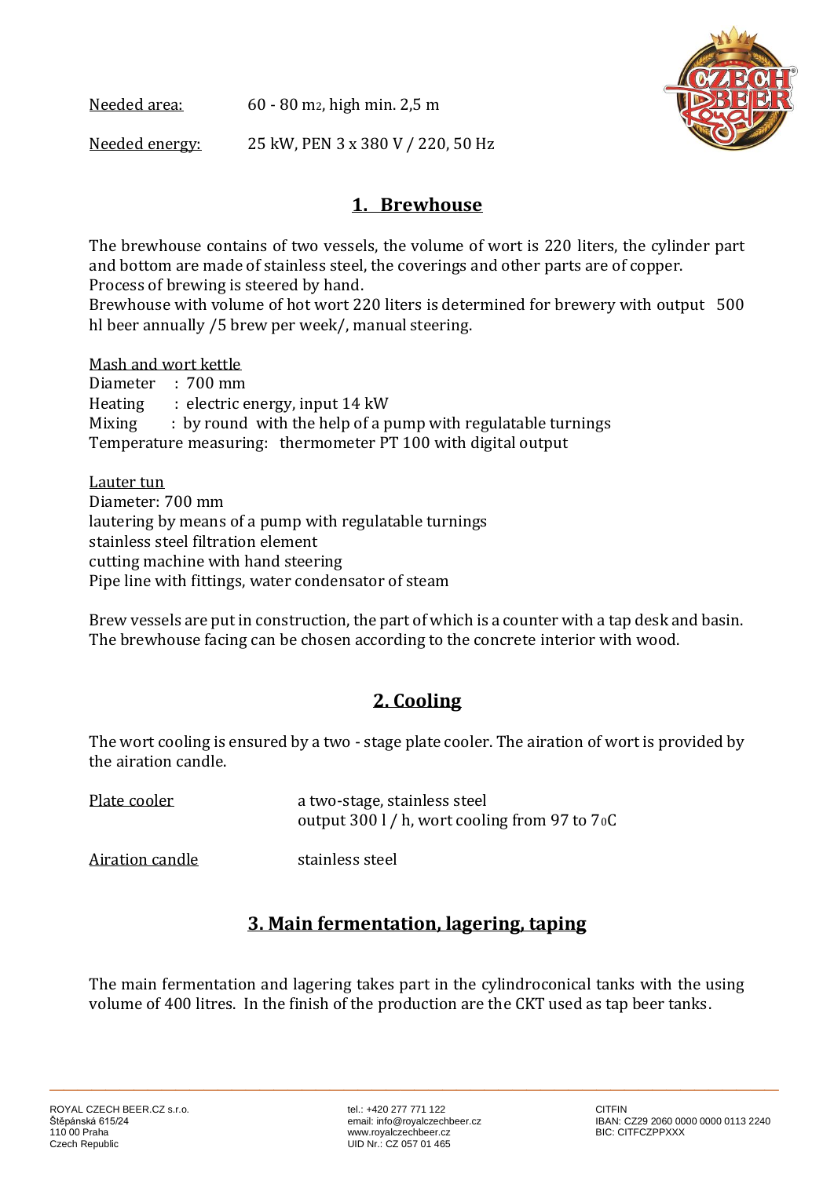Needed area: 60 - 80 $m_2$, high min. 2,5 m

Needed energy: 25 kW, PEN 3 x 380 V / 220, 50 Hz

## 1. Brewhouse

The brewhouse contains of two vessels, the volume of wort is 220 liters, the cylinder part and bottom are made of stainless steel, the coverings and other parts are of copper.
Process of brewing is steered by hand.
Brewhouse with volume of hot wort 220 liters is determined for brewery with output 500 hl beer annually /5 brew per week/, manual steering.

Mash and wort kettle
Diameter : 700 mm
Heating : electric energy, input 14 kW
Mixing : by round with the help of a pump with regulatable turnings
Temperature measuring: thermometer PT 100 with digital output

Lauter tun
Diameter: 700 mm
lautering by means of a pump with regulatable turnings
stainless steel filtration element
cutting machine with hand steering
Pipe line with fittings, water condensator of steam

Brew vessels are put in construction, the part of which is a counter with a tap desk and basin. The brewhouse facing can be chosen according to the concrete interior with wood.

## 2. Cooling

The wort cooling is ensured by a two - stage plate cooler. The airation of wort is provided by the airation candle.

Plate cooler: a two-stage, stainless steel
output 300 l / h, wort cooling from 97 to 7 $_0$C

Airation candle: stainless steel

## 3. Main fermentation, lagering, taping

The main fermentation and lagering takes part in the cylindroconical tanks with the using volume of 400 litres. In the finish of the production are the CKT used as tap beer tanks.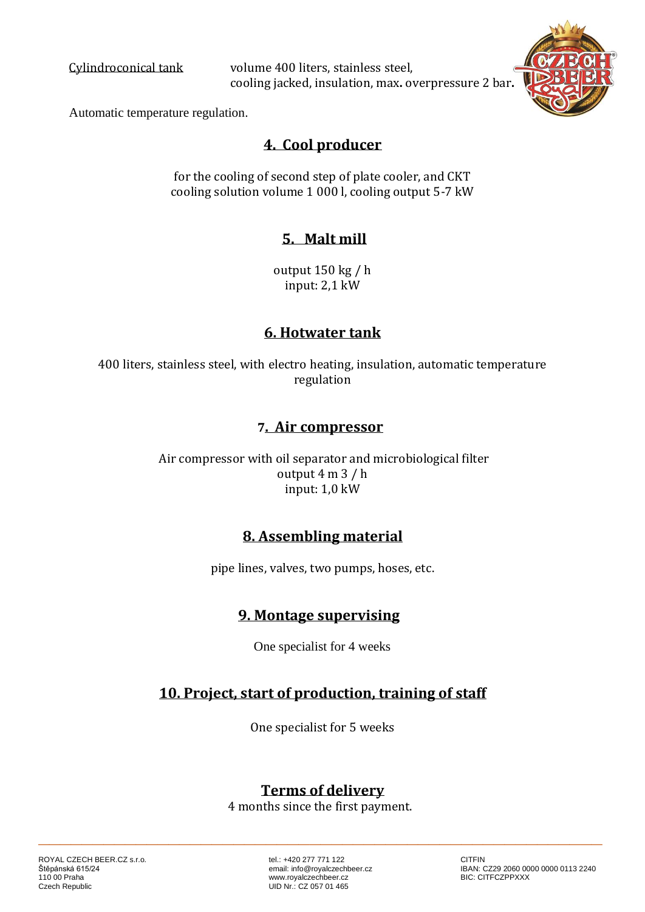Cylindroconical tank — volume 400 liters, stainless steel, cooling jacked, insulation, max. overpressure 2 bar.

Automatic temperature regulation.

## 4. Cool producer

for the cooling of second step of plate cooler, and CKT
cooling solution volume 1 000 l, cooling output 5-7 kW

## 5. Malt mill

output 150 kg / h
input: 2,1 kW

## 6. Hotwater tank

400 liters, stainless steel, with electro heating, insulation, automatic temperature regulation

## 7. Air compressor

Air compressor with oil separator and microbiological filter
output 4 m 3 / h
input: 1,0 kW

## 8. Assembling material

pipe lines, valves, two pumps, hoses, etc.

## 9. Montage supervising

One specialist for 4 weeks

## 10. Project, start of production, training of staff

One specialist for 5 weeks

## Terms of delivery

4 months since the first payment.

ROYAL CZECH BEER.CZ s.r.o.
Štěpánská 615/24
110 00 Praha
Czech Republic

tel.: +420 277 771 122
email: info@royalczechbeer.cz
www.royalczechbeer.cz
UID Nr.: CZ 057 01 465

CITFIN
IBAN: CZ29 2060 0000 0000 0113 2240
BIC: CITFCZPPXXX